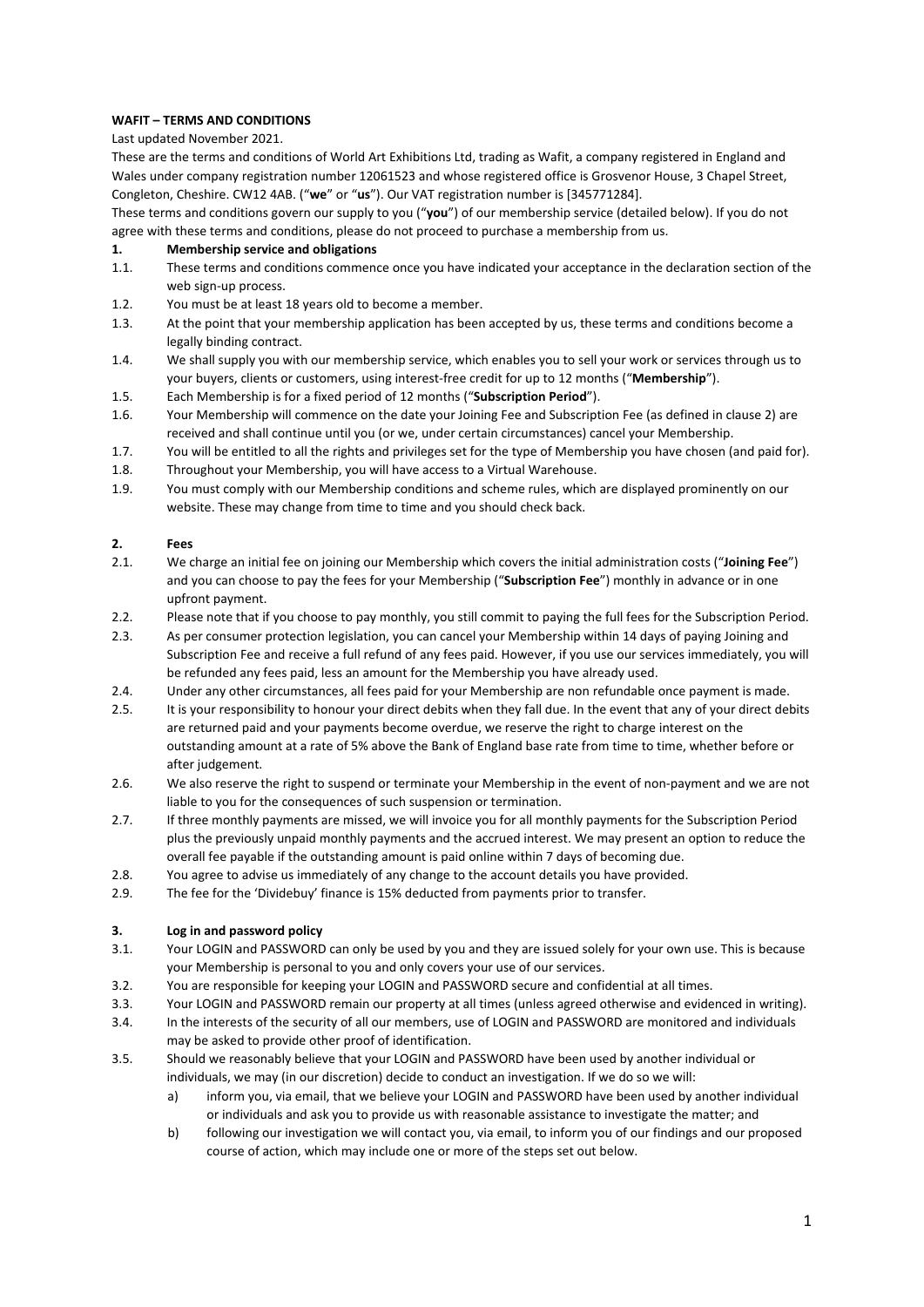**WAFIT – TERMS AND CONDITIONS**

Last updated November 2021.

These are the terms and conditions of World Art Exhibitions Ltd, trading as Wafit, a company registered in England and Wales under company registration number 12061523 and whose registered office is Grosvenor House, 3 Chapel Street, Congleton, Cheshire. CW12 4AB. ("**we**" or "**us**"). Our VAT registration number is [345771284].

These terms and conditions govern our supply to you ("**you**") of our membership service (detailed below). If you do not agree with these terms and conditions, please do not proceed to purchase a membership from us.

**1. Membership service and obligations**

1.1. These terms and conditions commence once you have indicated your acceptance in the declaration section of the web sign-up process.

1.2. You must be at least 18 years old to become a member.

1.3. At the point that your membership application has been accepted by us, these terms and conditions become a legally binding contract.

1.4. We shall supply you with our membership service, which enables you to sell your work or services through us to your buyers, clients or customers, using interest-free credit for up to 12 months ("**Membership**").

1.5. Each Membership is for a fixed period of 12 months ("**Subscription Period**").

1.6. Your Membership will commence on the date your Joining Fee and Subscription Fee (as defined in clause 2) are received and shall continue until you (or we, under certain circumstances) cancel your Membership.

1.7. You will be entitled to all the rights and privileges set for the type of Membership you have chosen (and paid for).

1.8. Throughout your Membership, you will have access to a Virtual Warehouse.

1.9. You must comply with our Membership conditions and scheme rules, which are displayed prominently on our website. These may change from time to time and you should check back.

**2. Fees**

2.1. We charge an initial fee on joining our Membership which covers the initial administration costs ("**Joining Fee**") and you can choose to pay the fees for your Membership ("**Subscription Fee**") monthly in advance or in one upfront payment.

2.2. Please note that if you choose to pay monthly, you still commit to paying the full fees for the Subscription Period.

2.3. As per consumer protection legislation, you can cancel your Membership within 14 days of paying Joining and Subscription Fee and receive a full refund of any fees paid. However, if you use our services immediately, you will be refunded any fees paid, less an amount for the Membership you have already used.

2.4. Under any other circumstances, all fees paid for your Membership are non refundable once payment is made.

2.5. It is your responsibility to honour your direct debits when they fall due. In the event that any of your direct debits are returned paid and your payments become overdue, we reserve the right to charge interest on the outstanding amount at a rate of 5% above the Bank of England base rate from time to time, whether before or after judgement.

2.6. We also reserve the right to suspend or terminate your Membership in the event of non-payment and we are not liable to you for the consequences of such suspension or termination.

2.7. If three monthly payments are missed, we will invoice you for all monthly payments for the Subscription Period plus the previously unpaid monthly payments and the accrued interest. We may present an option to reduce the overall fee payable if the outstanding amount is paid online within 7 days of becoming due.

2.8. You agree to advise us immediately of any change to the account details you have provided.

2.9. The fee for the 'Dividebuy' finance is 15% deducted from payments prior to transfer.

**3. Log in and password policy**

3.1. Your LOGIN and PASSWORD can only be used by you and they are issued solely for your own use. This is because your Membership is personal to you and only covers your use of our services.

3.2. You are responsible for keeping your LOGIN and PASSWORD secure and confidential at all times.

3.3. Your LOGIN and PASSWORD remain our property at all times (unless agreed otherwise and evidenced in writing).

3.4. In the interests of the security of all our members, use of LOGIN and PASSWORD are monitored and individuals may be asked to provide other proof of identification.

3.5. Should we reasonably believe that your LOGIN and PASSWORD have been used by another individual or individuals, we may (in our discretion) decide to conduct an investigation. If we do so we will:

a) inform you, via email, that we believe your LOGIN and PASSWORD have been used by another individual or individuals and ask you to provide us with reasonable assistance to investigate the matter; and

b) following our investigation we will contact you, via email, to inform you of our findings and our proposed course of action, which may include one or more of the steps set out below.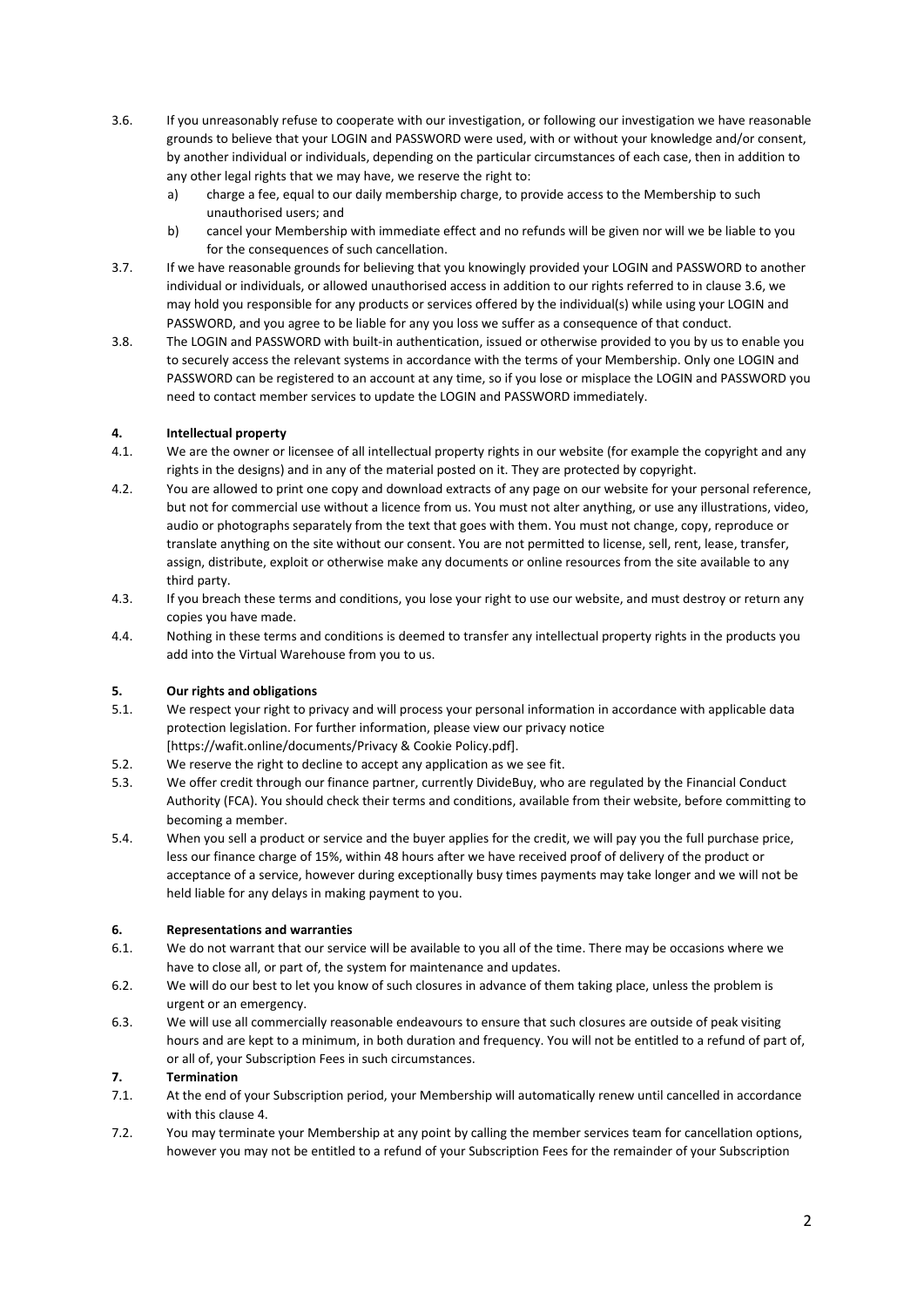3.6. If you unreasonably refuse to cooperate with our investigation, or following our investigation we have reasonable grounds to believe that your LOGIN and PASSWORD were used, with or without your knowledge and/or consent, by another individual or individuals, depending on the particular circumstances of each case, then in addition to any other legal rights that we may have, we reserve the right to:

   a) charge a fee, equal to our daily membership charge, to provide access to the Membership to such unauthorised users; and
   b) cancel your Membership with immediate effect and no refunds will be given nor will we be liable to you for the consequences of such cancellation.

3.7. If we have reasonable grounds for believing that you knowingly provided your LOGIN and PASSWORD to another individual or individuals, or allowed unauthorised access in addition to our rights referred to in clause 3.6, we may hold you responsible for any products or services offered by the individual(s) while using your LOGIN and PASSWORD, and you agree to be liable for any you loss we suffer as a consequence of that conduct.

3.8. The LOGIN and PASSWORD with built-in authentication, issued or otherwise provided to you by us to enable you to securely access the relevant systems in accordance with the terms of your Membership. Only one LOGIN and PASSWORD can be registered to an account at any time, so if you lose or misplace the LOGIN and PASSWORD you need to contact member services to update the LOGIN and PASSWORD immediately.

## 4. Intellectual property

4.1. We are the owner or licensee of all intellectual property rights in our website (for example the copyright and any rights in the designs) and in any of the material posted on it. They are protected by copyright.

4.2. You are allowed to print one copy and download extracts of any page on our website for your personal reference, but not for commercial use without a licence from us. You must not alter anything, or use any illustrations, video, audio or photographs separately from the text that goes with them. You must not change, copy, reproduce or translate anything on the site without our consent. You are not permitted to license, sell, rent, lease, transfer, assign, distribute, exploit or otherwise make any documents or online resources from the site available to any third party.

4.3. If you breach these terms and conditions, you lose your right to use our website, and must destroy or return any copies you have made.

4.4. Nothing in these terms and conditions is deemed to transfer any intellectual property rights in the products you add into the Virtual Warehouse from you to us.

## 5. Our rights and obligations

5.1. We respect your right to privacy and will process your personal information in accordance with applicable data protection legislation. For further information, please view our privacy notice [https://wafit.online/documents/Privacy & Cookie Policy.pdf].

5.2. We reserve the right to decline to accept any application as we see fit.

5.3. We offer credit through our finance partner, currently DivideBuy, who are regulated by the Financial Conduct Authority (FCA). You should check their terms and conditions, available from their website, before committing to becoming a member.

5.4. When you sell a product or service and the buyer applies for the credit, we will pay you the full purchase price, less our finance charge of 15%, within 48 hours after we have received proof of delivery of the product or acceptance of a service, however during exceptionally busy times payments may take longer and we will not be held liable for any delays in making payment to you.

## 6. Representations and warranties

6.1. We do not warrant that our service will be available to you all of the time. There may be occasions where we have to close all, or part of, the system for maintenance and updates.

6.2. We will do our best to let you know of such closures in advance of them taking place, unless the problem is urgent or an emergency.

6.3. We will use all commercially reasonable endeavours to ensure that such closures are outside of peak visiting hours and are kept to a minimum, in both duration and frequency. You will not be entitled to a refund of part of, or all of, your Subscription Fees in such circumstances.

## 7. Termination

7.1. At the end of your Subscription period, your Membership will automatically renew until cancelled in accordance with this clause 4.

7.2. You may terminate your Membership at any point by calling the member services team for cancellation options, however you may not be entitled to a refund of your Subscription Fees for the remainder of your Subscription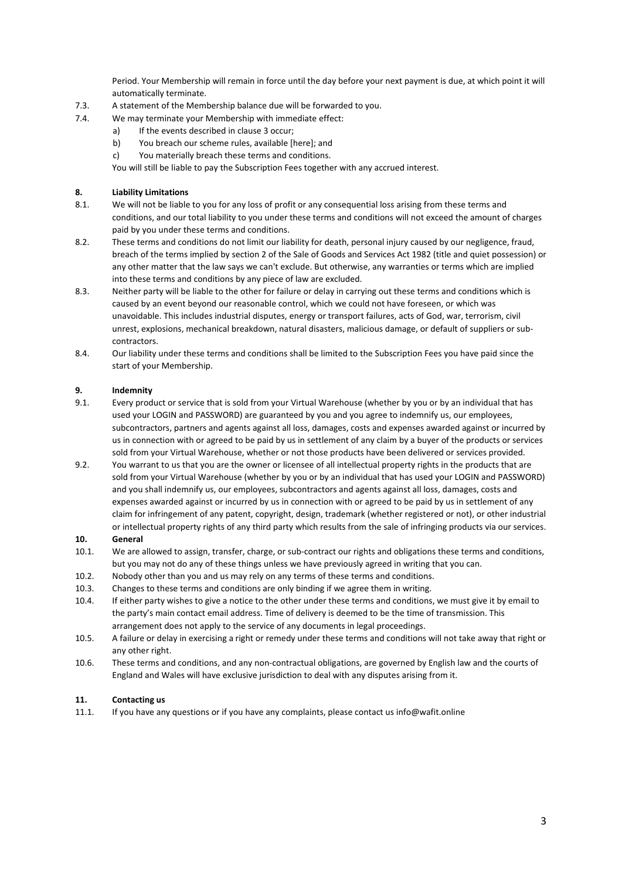Period. Your Membership will remain in force until the day before your next payment is due, at which point it will automatically terminate.

7.3. A statement of the Membership balance due will be forwarded to you.

7.4. We may terminate your Membership with immediate effect:

a) If the events described in clause 3 occur;

b) You breach our scheme rules, available [here]; and

c) You materially breach these terms and conditions.

You will still be liable to pay the Subscription Fees together with any accrued interest.

**8. Liability Limitations**

8.1. We will not be liable to you for any loss of profit or any consequential loss arising from these terms and conditions, and our total liability to you under these terms and conditions will not exceed the amount of charges paid by you under these terms and conditions.

8.2. These terms and conditions do not limit our liability for death, personal injury caused by our negligence, fraud, breach of the terms implied by section 2 of the Sale of Goods and Services Act 1982 (title and quiet possession) or any other matter that the law says we can't exclude. But otherwise, any warranties or terms which are implied into these terms and conditions by any piece of law are excluded.

8.3. Neither party will be liable to the other for failure or delay in carrying out these terms and conditions which is caused by an event beyond our reasonable control, which we could not have foreseen, or which was unavoidable. This includes industrial disputes, energy or transport failures, acts of God, war, terrorism, civil unrest, explosions, mechanical breakdown, natural disasters, malicious damage, or default of suppliers or sub-contractors.

8.4. Our liability under these terms and conditions shall be limited to the Subscription Fees you have paid since the start of your Membership.

**9. Indemnity**

9.1. Every product or service that is sold from your Virtual Warehouse (whether by you or by an individual that has used your LOGIN and PASSWORD) are guaranteed by you and you agree to indemnify us, our employees, subcontractors, partners and agents against all loss, damages, costs and expenses awarded against or incurred by us in connection with or agreed to be paid by us in settlement of any claim by a buyer of the products or services sold from your Virtual Warehouse, whether or not those products have been delivered or services provided.

9.2. You warrant to us that you are the owner or licensee of all intellectual property rights in the products that are sold from your Virtual Warehouse (whether by you or by an individual that has used your LOGIN and PASSWORD) and you shall indemnify us, our employees, subcontractors and agents against all loss, damages, costs and expenses awarded against or incurred by us in connection with or agreed to be paid by us in settlement of any claim for infringement of any patent, copyright, design, trademark (whether registered or not), or other industrial or intellectual property rights of any third party which results from the sale of infringing products via our services.

**10. General**

10.1. We are allowed to assign, transfer, charge, or sub-contract our rights and obligations these terms and conditions, but you may not do any of these things unless we have previously agreed in writing that you can.

10.2. Nobody other than you and us may rely on any terms of these terms and conditions.

10.3. Changes to these terms and conditions are only binding if we agree them in writing.

10.4. If either party wishes to give a notice to the other under these terms and conditions, we must give it by email to the party's main contact email address. Time of delivery is deemed to be the time of transmission. This arrangement does not apply to the service of any documents in legal proceedings.

10.5. A failure or delay in exercising a right or remedy under these terms and conditions will not take away that right or any other right.

10.6. These terms and conditions, and any non-contractual obligations, are governed by English law and the courts of England and Wales will have exclusive jurisdiction to deal with any disputes arising from it.

**11. Contacting us**

11.1. If you have any questions or if you have any complaints, please contact us info@wafit.online